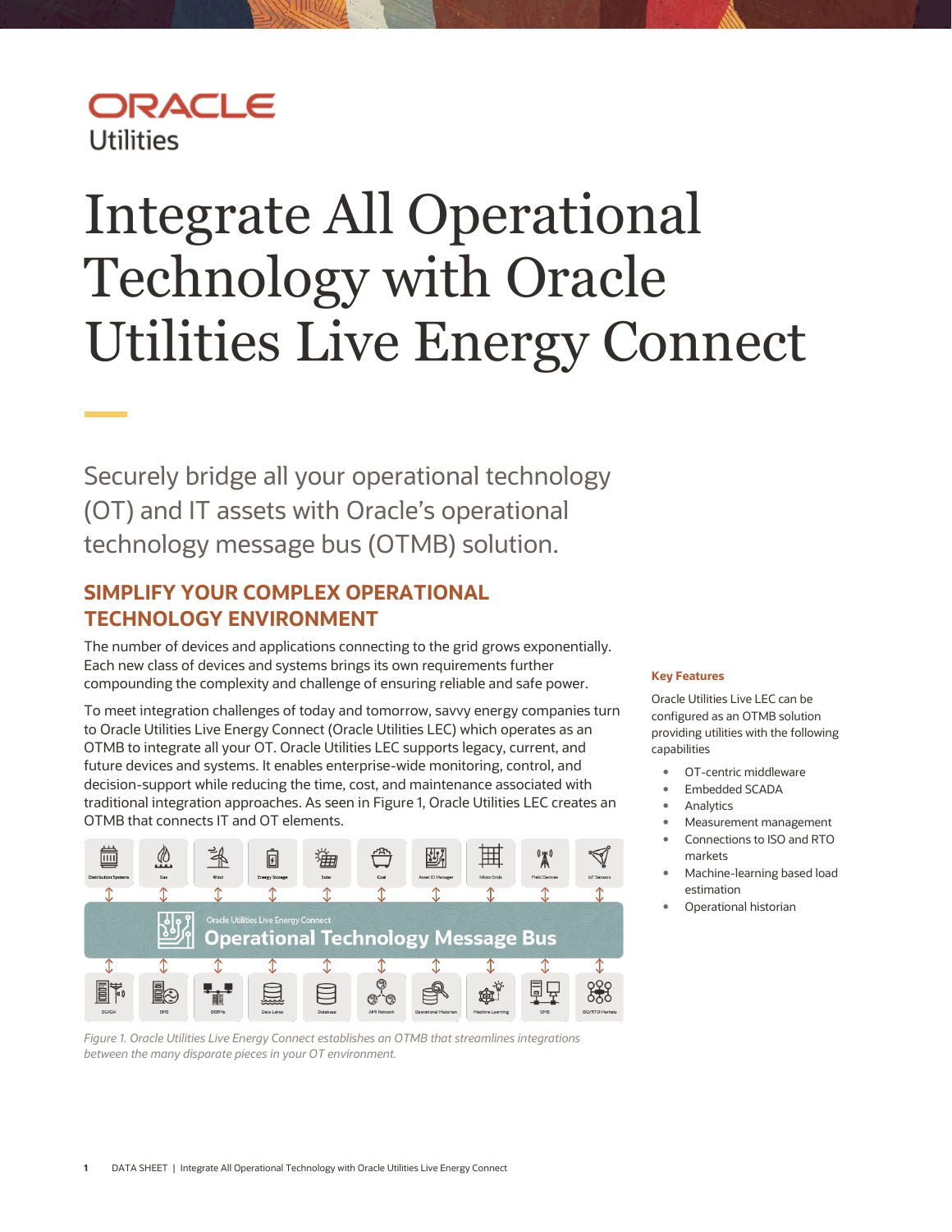ORACLE
Utilities

# Integrate All Operational Technology with Oracle Utilities Live Energy Connect

Securely bridge all your operational technology (OT) and IT assets with Oracle's operational technology message bus (OTMB) solution.

## SIMPLIFY YOUR COMPLEX OPERATIONAL TECHNOLOGY ENVIRONMENT

The number of devices and applications connecting to the grid grows exponentially. Each new class of devices and systems brings its own requirements further compounding the complexity and challenge of ensuring reliable and safe power.

To meet integration challenges of today and tomorrow, savvy energy companies turn to Oracle Utilities Live Energy Connect (Oracle Utilities LEC) which operates as an OTMB to integrate all your OT. Oracle Utilities LEC supports legacy, current, and future devices and systems. It enables enterprise-wide monitoring, control, and decision-support while reducing the time, cost, and maintenance associated with traditional integration approaches. As seen in Figure 1, Oracle Utilities LEC creates an OTMB that connects IT and OT elements.

*Figure 1. Oracle Utilities Live Energy Connect establishes an OTMB that streamlines integrations between the many disparate pieces in your OT environment.*

**Key Features**

Oracle Utilities Live LEC can be configured as an OTMB solution providing utilities with the following capabilities

- OT-centric middleware
- Embedded SCADA
- Analytics
- Measurement management
- Connections to ISO and RTO markets
- Machine-learning based load estimation
- Operational historian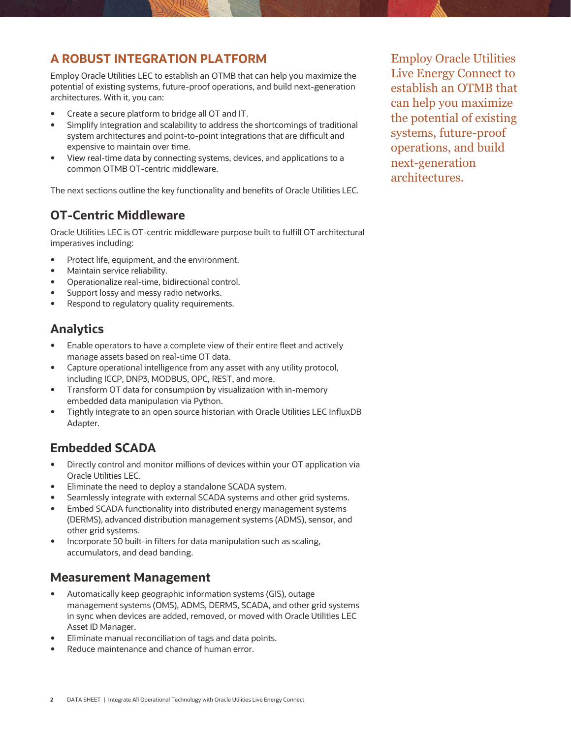## A ROBUST INTEGRATION PLATFORM

Employ Oracle Utilities LEC to establish an OTMB that can help you maximize the potential of existing systems, future-proof operations, and build next-generation architectures. With it, you can:

- Create a secure platform to bridge all OT and IT.
- Simplify integration and scalability to address the shortcomings of traditional system architectures and point-to-point integrations that are difficult and expensive to maintain over time.
- View real-time data by connecting systems, devices, and applications to a common OTMB OT-centric middleware.

The next sections outline the key functionality and benefits of Oracle Utilities LEC.

> Employ Oracle Utilities Live Energy Connect to establish an OTMB that can help you maximize the potential of existing systems, future-proof operations, and build next-generation architectures.

### OT-Centric Middleware

Oracle Utilities LEC is OT-centric middleware purpose built to fulfill OT architectural imperatives including:

- Protect life, equipment, and the environment.
- Maintain service reliability.
- Operationalize real-time, bidirectional control.
- Support lossy and messy radio networks.
- Respond to regulatory quality requirements.

### Analytics

- Enable operators to have a complete view of their entire fleet and actively manage assets based on real-time OT data.
- Capture operational intelligence from any asset with any utility protocol, including ICCP, DNP3, MODBUS, OPC, REST, and more.
- Transform OT data for consumption by visualization with in-memory embedded data manipulation via Python.
- Tightly integrate to an open source historian with Oracle Utilities LEC InfluxDB Adapter.

### Embedded SCADA

- Directly control and monitor millions of devices within your OT application via Oracle Utilities LEC.
- Eliminate the need to deploy a standalone SCADA system.
- Seamlessly integrate with external SCADA systems and other grid systems.
- Embed SCADA functionality into distributed energy management systems (DERMS), advanced distribution management systems (ADMS), sensor, and other grid systems.
- Incorporate 50 built-in filters for data manipulation such as scaling, accumulators, and dead banding.

### Measurement Management

- Automatically keep geographic information systems (GIS), outage management systems (OMS), ADMS, DERMS, SCADA, and other grid systems in sync when devices are added, removed, or moved with Oracle Utilities LEC Asset ID Manager.
- Eliminate manual reconciliation of tags and data points.
- Reduce maintenance and chance of human error.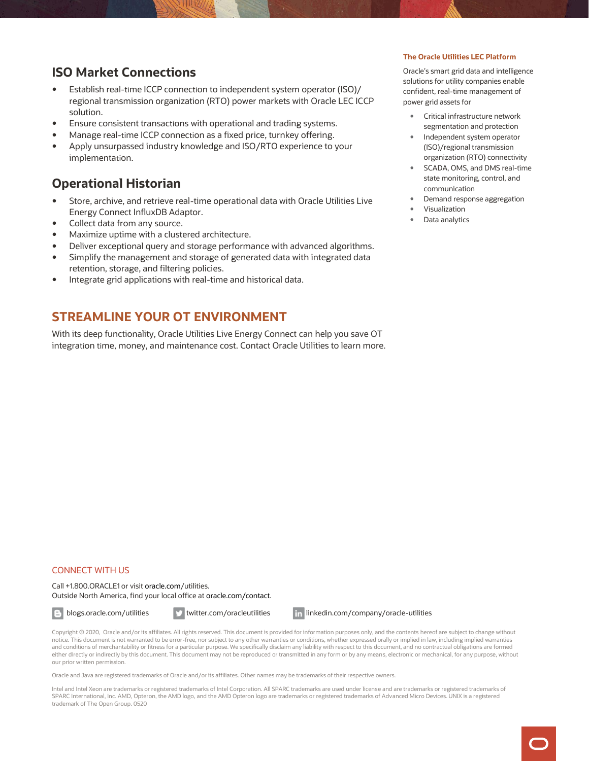## ISO Market Connections

- Establish real-time ICCP connection to independent system operator (ISO)/ regional transmission organization (RTO) power markets with Oracle LEC ICCP solution.
- Ensure consistent transactions with operational and trading systems.
- Manage real-time ICCP connection as a fixed price, turnkey offering.
- Apply unsurpassed industry knowledge and ISO/RTO experience to your implementation.

## Operational Historian

- Store, archive, and retrieve real-time operational data with Oracle Utilities Live Energy Connect InfluxDB Adaptor.
- Collect data from any source.
- Maximize uptime with a clustered architecture.
- Deliver exceptional query and storage performance with advanced algorithms.
- Simplify the management and storage of generated data with integrated data retention, storage, and filtering policies.
- Integrate grid applications with real-time and historical data.

## STREAMLINE YOUR OT ENVIRONMENT

With its deep functionality, Oracle Utilities Live Energy Connect can help you save OT integration time, money, and maintenance cost. Contact Oracle Utilities to learn more.

### The Oracle Utilities LEC Platform

Oracle's smart grid data and intelligence solutions for utility companies enable confident, real-time management of power grid assets for

- Critical infrastructure network segmentation and protection
- Independent system operator (ISO)/regional transmission organization (RTO) connectivity
- SCADA, OMS, and DMS real-time state monitoring, control, and communication
- Demand response aggregation
- Visualization
- Data analytics

CONNECT WITH US

Call +1.800.ORACLE1 or visit oracle.com/utilities.
Outside North America, find your local office at oracle.com/contact.

blogs.oracle.com/utilities     twitter.com/oracleutilities     linkedin.com/company/oracle-utilities

Copyright © 2020, Oracle and/or its affiliates. All rights reserved. This document is provided for information purposes only, and the contents hereof are subject to change without notice. This document is not warranted to be error-free, nor subject to any other warranties or conditions, whether expressed orally or implied in law, including implied warranties and conditions of merchantability or fitness for a particular purpose. We specifically disclaim any liability with respect to this document, and no contractual obligations are formed either directly or indirectly by this document. This document may not be reproduced or transmitted in any form or by any means, electronic or mechanical, for any purpose, without our prior written permission.

Oracle and Java are registered trademarks of Oracle and/or its affiliates. Other names may be trademarks of their respective owners.

Intel and Intel Xeon are trademarks or registered trademarks of Intel Corporation. All SPARC trademarks are used under license and are trademarks or registered trademarks of SPARC International, Inc. AMD, Opteron, the AMD logo, and the AMD Opteron logo are trademarks or registered trademarks of Advanced Micro Devices. UNIX is a registered trademark of The Open Group. 0520